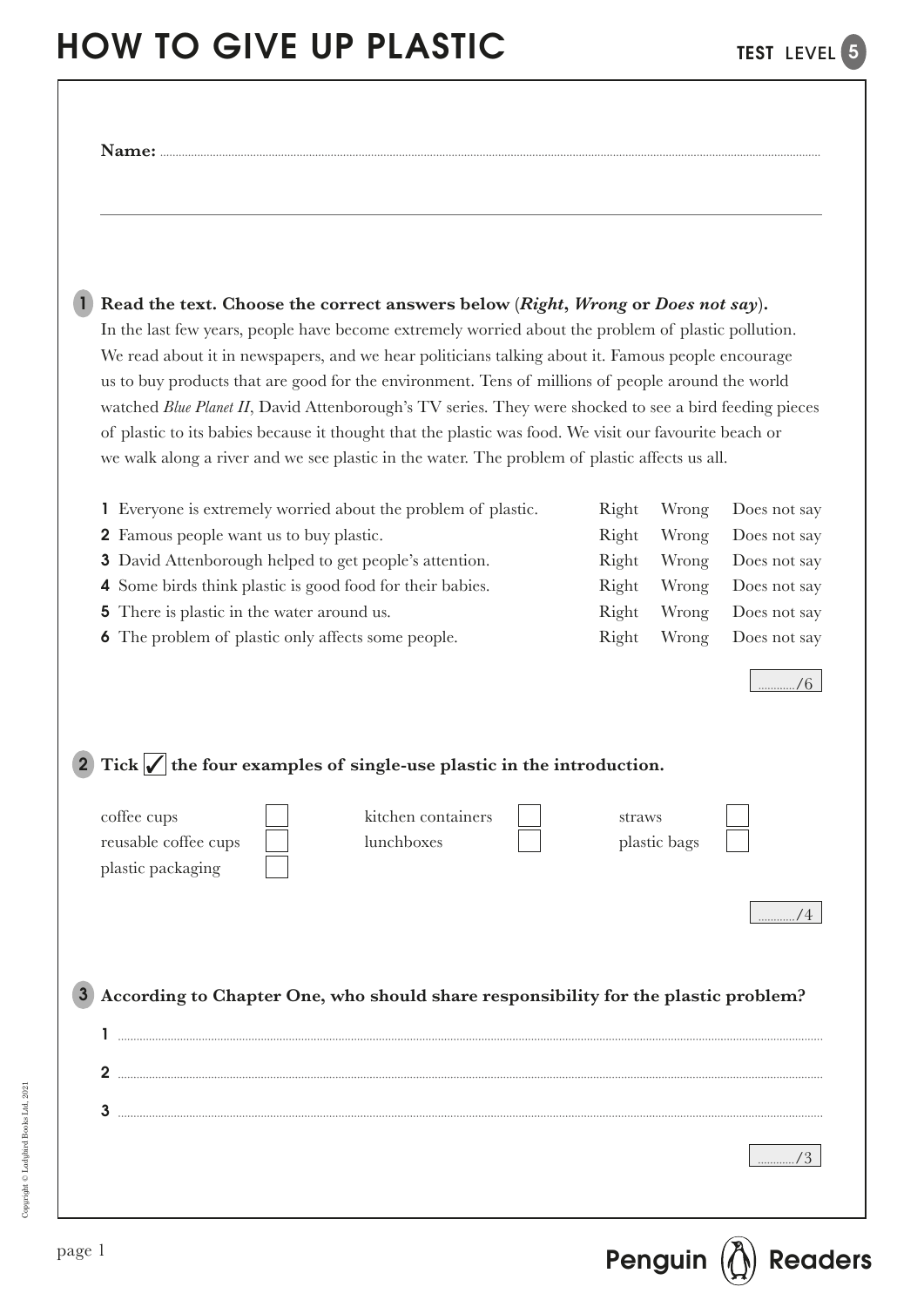# HOW TO GIVE UP PLASTIC

TEST LEVEL 5

**Name:** ..........................................................................................................

**1 Read the text. Choose the correct answers below (*Right*, *Wrong* or *Does not say*).**

In the last few years, people have become extremely worried about the problem of plastic pollution. We read about it in newspapers, and we hear politicians talking about it. Famous people encourage us to buy products that are good for the environment. Tens of millions of people around the world watched *Blue Planet II*, David Attenborough's TV series. They were shocked to see a bird feeding pieces of plastic to its babies because it thought that the plastic was food. We visit our favourite beach or we walk along a river and we see plastic in the water. The problem of plastic affects us all.

| | | | |
|---|---|---|---|
| **1** Everyone is extremely worried about the problem of plastic. | Right | Wrong | Does not say |
| **2** Famous people want us to buy plastic. | Right | Wrong | Does not say |
| **3** David Attenborough helped to get people's attention. | Right | Wrong | Does not say |
| **4** Some birds think plastic is good food for their babies. | Right | Wrong | Does not say |
| **5** There is plastic in the water around us. | Right | Wrong | Does not say |
| **6** The problem of plastic only affects some people. | Right | Wrong | Does not say |

............/6

**2 Tick ✓ the four examples of single-use plastic in the introduction.**

- coffee cups ☐
- reusable coffee cups ☐
- plastic packaging ☐
- kitchen containers ☐
- lunchboxes ☐
- straws ☐
- plastic bags ☐

............/4

**3 According to Chapter One, who should share responsibility for the plastic problem?**

**1** ..........................................................................................................

**2** ..........................................................................................................

**3** ..........................................................................................................

............/3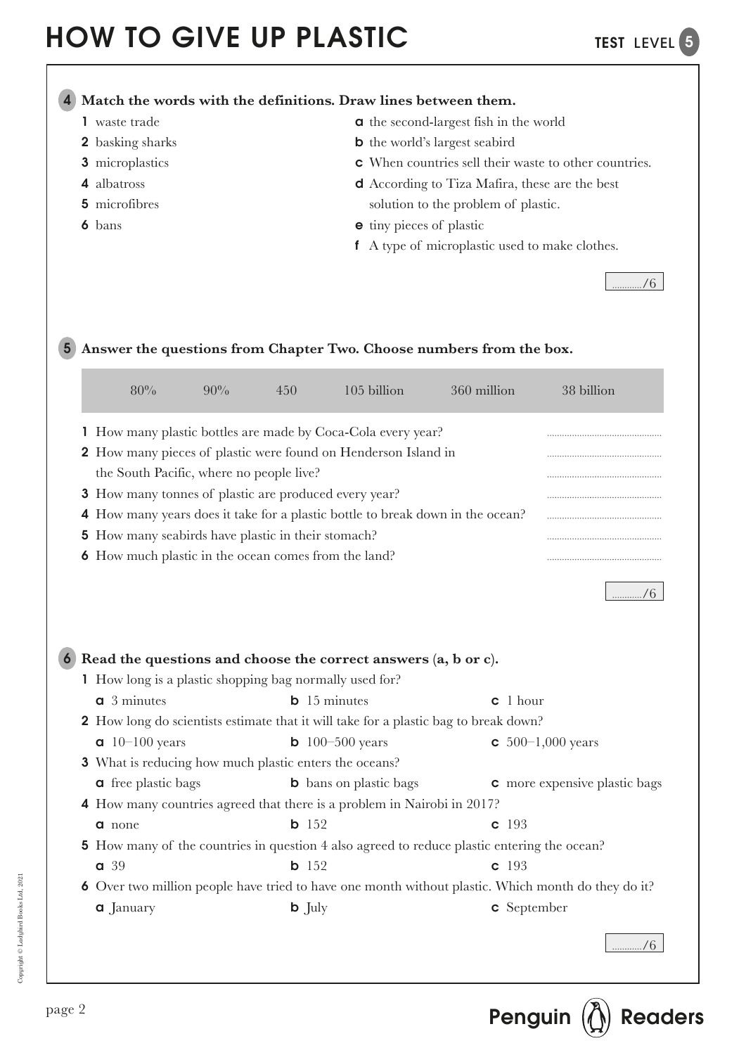# HOW TO GIVE UP PLASTIC

**TEST** LEVEL 5

## 4 Match the words with the definitions. Draw lines between them.

1 waste trade
2 basking sharks
3 microplastics
4 albatross
5 microfibres
6 bans

a the second-largest fish in the world
b the world's largest seabird
c When countries sell their waste to other countries.
d According to Tiza Mafira, these are the best solution to the problem of plastic.
e tiny pieces of plastic
f A type of microplastic used to make clothes.

............/6

## 5 Answer the questions from Chapter Two. Choose numbers from the box.

| 80% | 90% | 450 | 105 billion | 360 million | 38 billion |
|---|---|---|---|---|---|

1 How many plastic bottles are made by Coca-Cola every year? ..............................
2 How many pieces of plastic were found on Henderson Island in the South Pacific, where no people live? ..............................
3 How many tonnes of plastic are produced every year? ..............................
4 How many years does it take for a plastic bottle to break down in the ocean? ..............................
5 How many seabirds have plastic in their stomach? ..............................
6 How much plastic in the ocean comes from the land? ..............................

............/6

## 6 Read the questions and choose the correct answers (a, b or c).

1 How long is a plastic shopping bag normally used for?
  a 3 minutes  b 15 minutes  c 1 hour
2 How long do scientists estimate that it will take for a plastic bag to break down?
  a 10–100 years  b 100–500 years  c 500–1,000 years
3 What is reducing how much plastic enters the oceans?
  a free plastic bags  b bans on plastic bags  c more expensive plastic bags
4 How many countries agreed that there is a problem in Nairobi in 2017?
  a none  b 152  c 193
5 How many of the countries in question 4 also agreed to reduce plastic entering the ocean?
  a 39  b 152  c 193
6 Over two million people have tried to have one month without plastic. Which month do they do it?
  a January  b July  c September

............/6

Copyright © Ladybird Books Ltd, 2021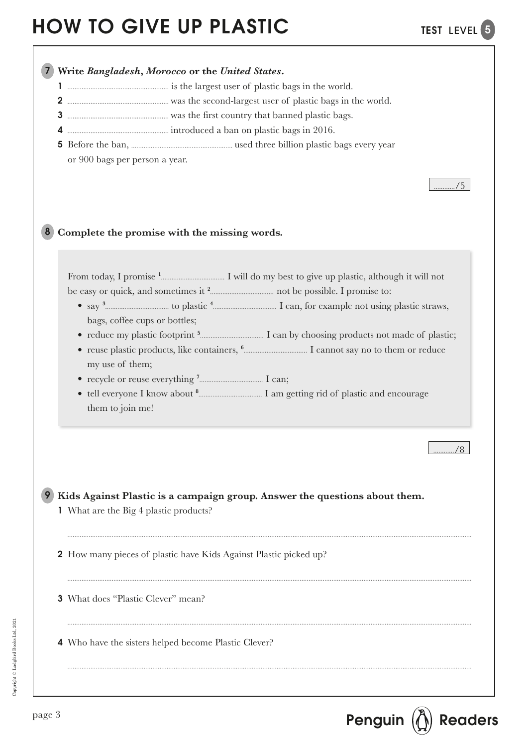**7 Write *Bangladesh*, *Morocco* or the *United States*.**

1 .................................... is the largest user of plastic bags in the world.

2 .................................... was the second-largest user of plastic bags in the world.

3 .................................... was the first country that banned plastic bags.

4 .................................... introduced a ban on plastic bags in 2016.

5 Before the ban, .................................... used three billion plastic bags every year or 900 bags per person a year.

........../5

**8 Complete the promise with the missing words.**

From today, I promise [1].................... I will do my best to give up plastic, although it will not be easy or quick, and sometimes it [2].................... not be possible. I promise to:

- say [3].................... to plastic [4].................... I can, for example not using plastic straws, bags, coffee cups or bottles;
- reduce my plastic footprint [5].................... I can by choosing products not made of plastic;
- reuse plastic products, like containers, [6].................... I cannot say no to them or reduce my use of them;
- recycle or reuse everything [7].................... I can;
- tell everyone I know about [8].................... I am getting rid of plastic and encourage them to join me!

........../8

**9 Kids Against Plastic is a campaign group. Answer the questions about them.**

1 What are the Big 4 plastic products?

....................................................................................................

2 How many pieces of plastic have Kids Against Plastic picked up?

....................................................................................................

3 What does "Plastic Clever" mean?

....................................................................................................

4 Who have the sisters helped become Plastic Clever?

....................................................................................................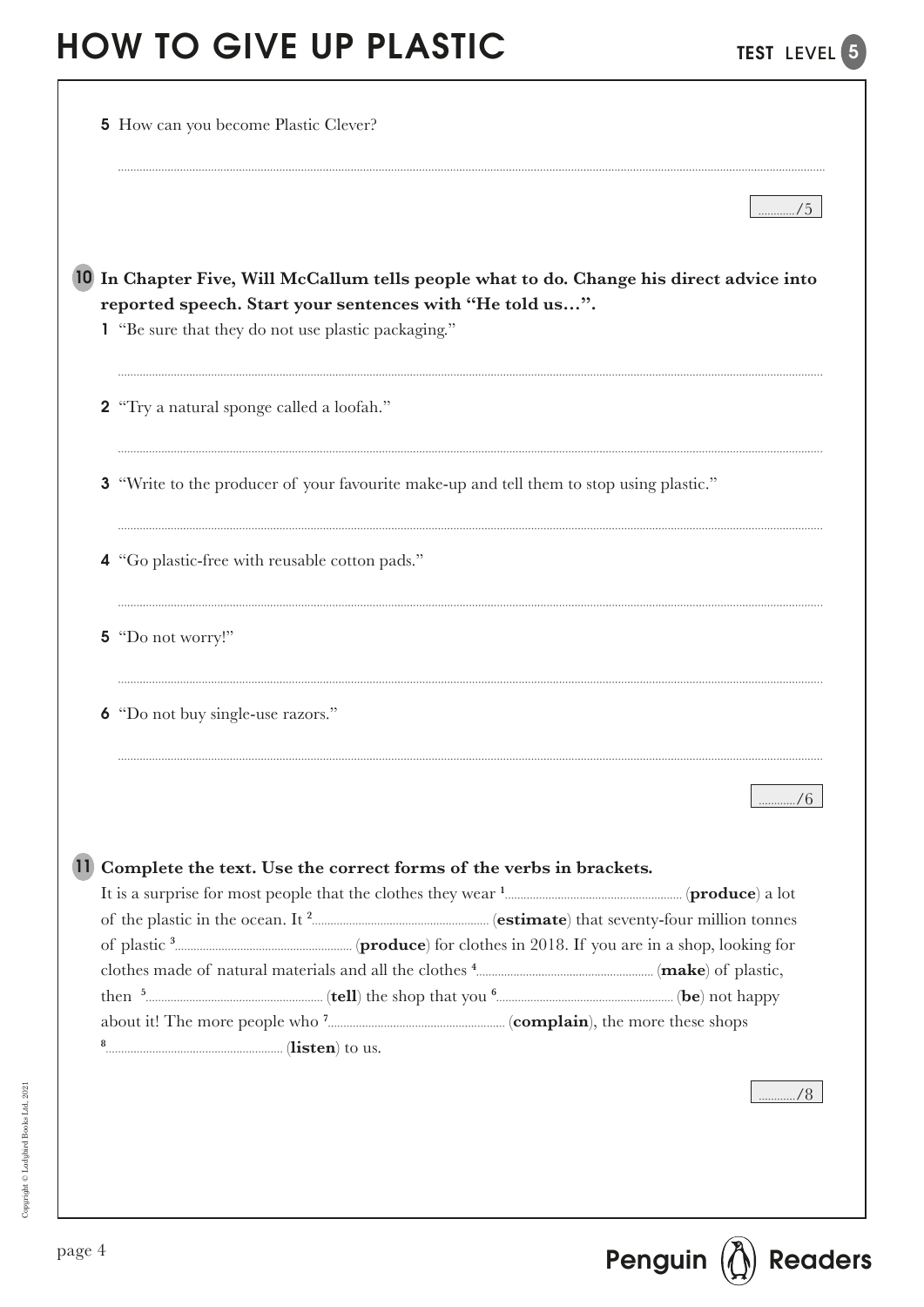5 How can you become Plastic Clever?

.............................................................................................................

............/5

## 10 In Chapter Five, Will McCallum tells people what to do. Change his direct advice into reported speech. Start your sentences with "He told us…".

1 "Be sure that they do not use plastic packaging."

.............................................................................................................

2 "Try a natural sponge called a loofah."

.............................................................................................................

3 "Write to the producer of your favourite make-up and tell them to stop using plastic."

.............................................................................................................

4 "Go plastic-free with reusable cotton pads."

.............................................................................................................

5 "Do not worry!"

.............................................................................................................

6 "Do not buy single-use razors."

.............................................................................................................

............/6

## 11 Complete the text. Use the correct forms of the verbs in brackets.

It is a surprise for most people that the clothes they wear [1]............................ (**produce**) a lot of the plastic in the ocean. It [2]............................ (**estimate**) that seventy-four million tonnes of plastic [3]............................ (**produce**) for clothes in 2018. If you are in a shop, looking for clothes made of natural materials and all the clothes [4]............................ (**make**) of plastic, then [5]............................ (**tell**) the shop that you [6]............................ (**be**) not happy about it! The more people who [7]............................ (**complain**), the more these shops [8]............................ (**listen**) to us.

............/8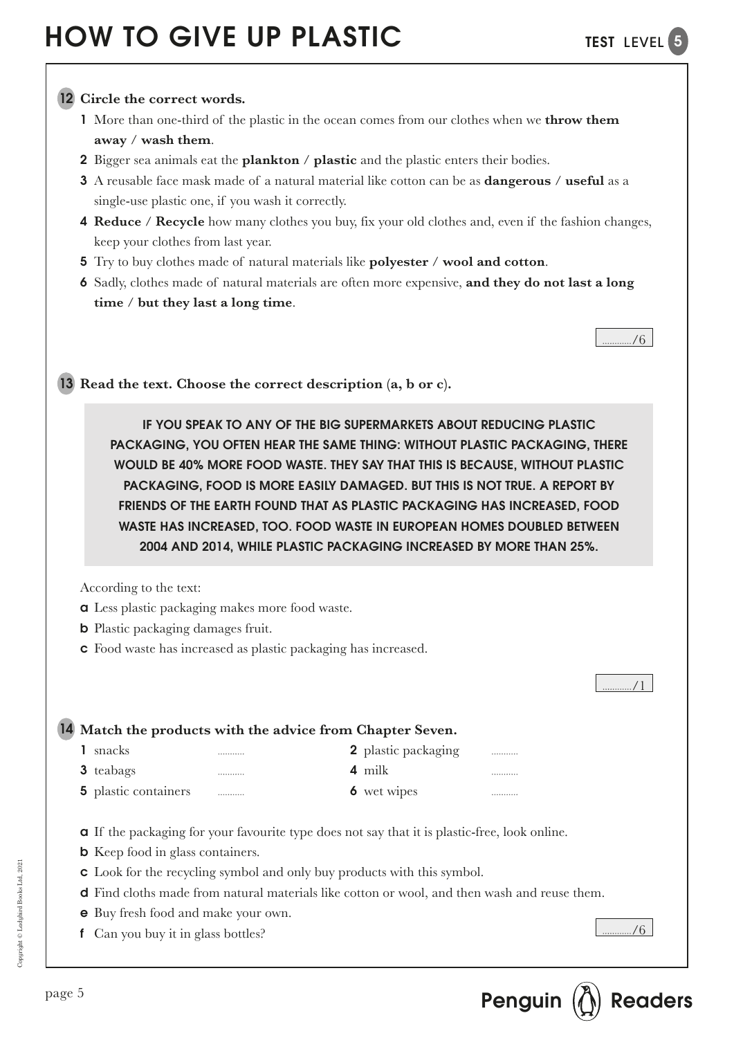## 12 Circle the correct words.

1 More than one-third of the plastic in the ocean comes from our clothes when we **throw them away / wash them**.
2 Bigger sea animals eat the **plankton / plastic** and the plastic enters their bodies.
3 A reusable face mask made of a natural material like cotton can be as **dangerous / useful** as a single-use plastic one, if you wash it correctly.
4 **Reduce / Recycle** how many clothes you buy, fix your old clothes and, even if the fashion changes, keep your clothes from last year.
5 Try to buy clothes made of natural materials like **polyester / wool and cotton**.
6 Sadly, clothes made of natural materials are often more expensive, **and they do not last a long time / but they last a long time**.

............/6

## 13 Read the text. Choose the correct description (a, b or c).

IF YOU SPEAK TO ANY OF THE BIG SUPERMARKETS ABOUT REDUCING PLASTIC PACKAGING, YOU OFTEN HEAR THE SAME THING: WITHOUT PLASTIC PACKAGING, THERE WOULD BE 40% MORE FOOD WASTE. THEY SAY THAT THIS IS BECAUSE, WITHOUT PLASTIC PACKAGING, FOOD IS MORE EASILY DAMAGED. BUT THIS IS NOT TRUE. A REPORT BY FRIENDS OF THE EARTH FOUND THAT AS PLASTIC PACKAGING HAS INCREASED, FOOD WASTE HAS INCREASED, TOO. FOOD WASTE IN EUROPEAN HOMES DOUBLED BETWEEN 2004 AND 2014, WHILE PLASTIC PACKAGING INCREASED BY MORE THAN 25%.

According to the text:

a Less plastic packaging makes more food waste.
b Plastic packaging damages fruit.
c Food waste has increased as plastic packaging has increased.

............/1

## 14 Match the products with the advice from Chapter Seven.

| | | | |
|---|---|---|---|
| 1 snacks | ........... | 2 plastic packaging | ........... |
| 3 teabags | ........... | 4 milk | ........... |
| 5 plastic containers | ........... | 6 wet wipes | ........... |

a If the packaging for your favourite type does not say that it is plastic-free, look online.
b Keep food in glass containers.
c Look for the recycling symbol and only buy products with this symbol.
d Find cloths made from natural materials like cotton or wool, and then wash and reuse them.
e Buy fresh food and make your own.
f Can you buy it in glass bottles?

............/6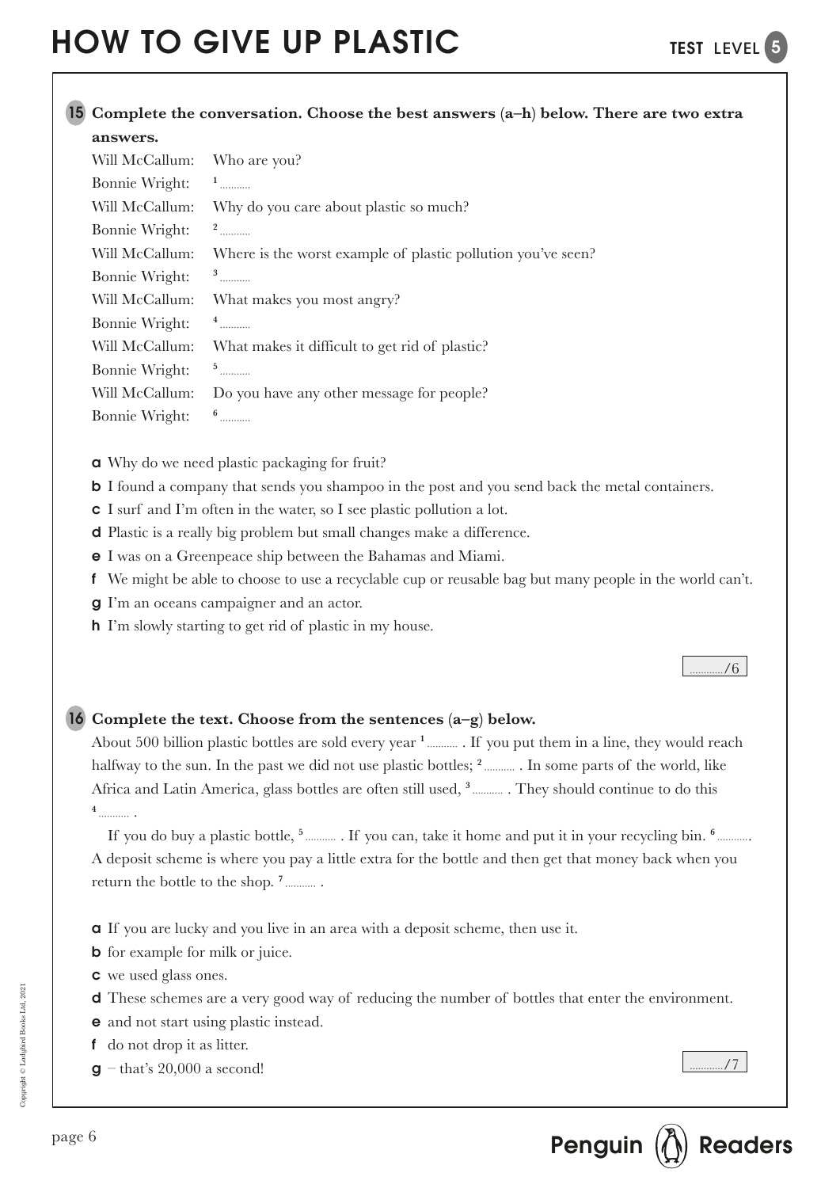# HOW TO GIVE UP PLASTIC

**TEST LEVEL 5**

**15 Complete the conversation. Choose the best answers (a–h) below. There are two extra answers.**

Will McCallum: Who are you?
Bonnie Wright: 1 ..........
Will McCallum: Why do you care about plastic so much?
Bonnie Wright: 2 ..........
Will McCallum: Where is the worst example of plastic pollution you've seen?
Bonnie Wright: 3 ..........
Will McCallum: What makes you most angry?
Bonnie Wright: 4 ..........
Will McCallum: What makes it difficult to get rid of plastic?
Bonnie Wright: 5 ..........
Will McCallum: Do you have any other message for people?
Bonnie Wright: 6 ..........

**a** Why do we need plastic packaging for fruit?
**b** I found a company that sends you shampoo in the post and you send back the metal containers.
**c** I surf and I'm often in the water, so I see plastic pollution a lot.
**d** Plastic is a really big problem but small changes make a difference.
**e** I was on a Greenpeace ship between the Bahamas and Miami.
**f** We might be able to choose to use a recyclable cup or reusable bag but many people in the world can't.
**g** I'm an oceans campaigner and an actor.
**h** I'm slowly starting to get rid of plastic in my house.

........../6

**16 Complete the text. Choose from the sentences (a–g) below.**

About 500 billion plastic bottles are sold every year 1 .......... . If you put them in a line, they would reach halfway to the sun. In the past we did not use plastic bottles; 2 .......... . In some parts of the world, like Africa and Latin America, glass bottles are often still used, 3 .......... . They should continue to do this 4 .......... .

If you do buy a plastic bottle, 5 .......... . If you can, take it home and put it in your recycling bin. 6 .......... . A deposit scheme is where you pay a little extra for the bottle and then get that money back when you return the bottle to the shop. 7 .......... .

**a** If you are lucky and you live in an area with a deposit scheme, then use it.
**b** for example for milk or juice.
**c** we used glass ones.
**d** These schemes are a very good way of reducing the number of bottles that enter the environment.
**e** and not start using plastic instead.
**f** do not drop it as litter.
**g** – that's 20,000 a second!

........../7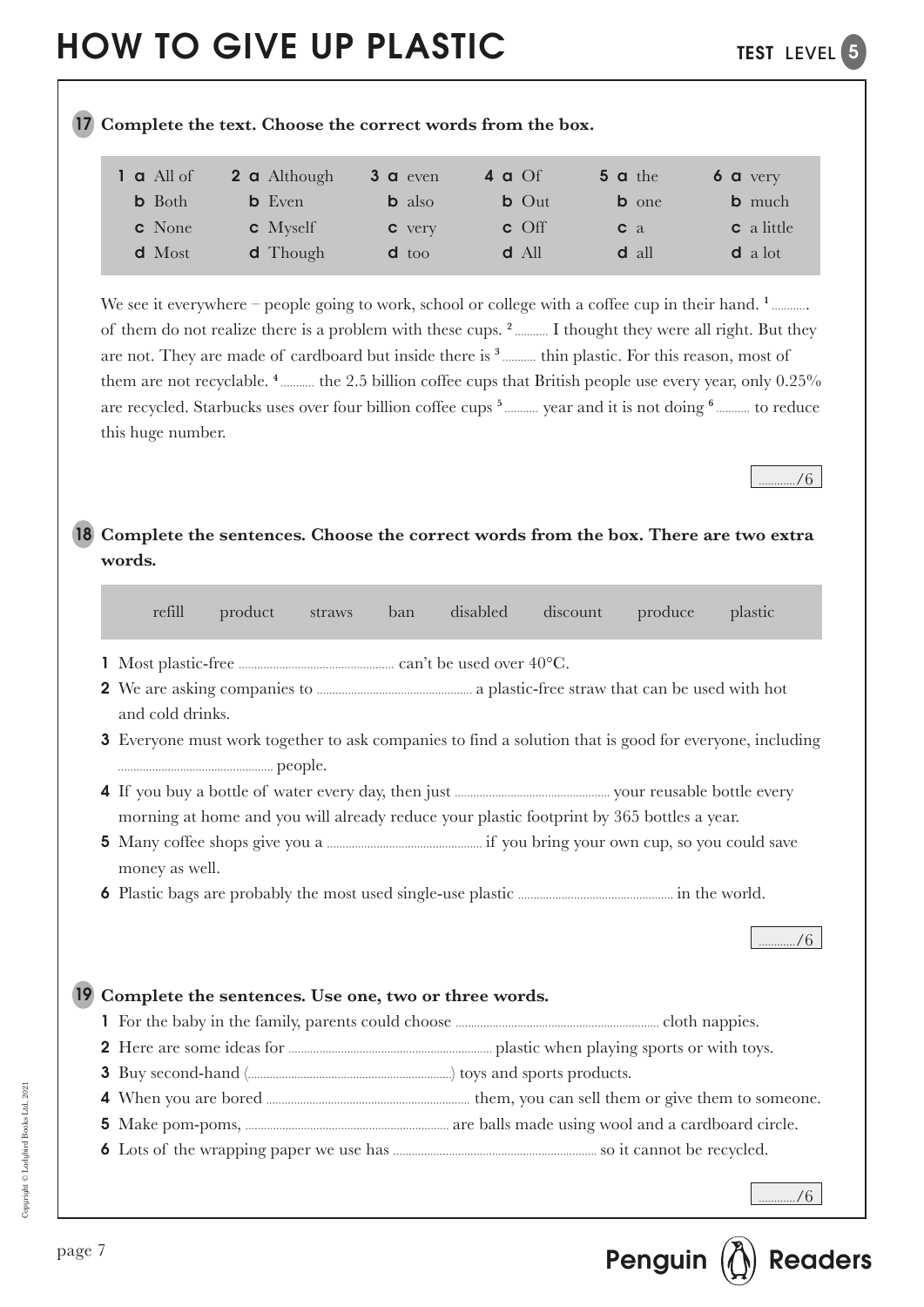# HOW TO GIVE UP PLASTIC

TEST LEVEL 5

## 17 Complete the text. Choose the correct words from the box.

| 1 | 2 | 3 | 4 | 5 | 6 |
|---|---|---|---|---|---|
| **a** All of | **a** Although | **a** even | **a** Of | **a** the | **a** very |
| **b** Both | **b** Even | **b** also | **b** Out | **b** one | **b** much |
| **c** None | **c** Myself | **c** very | **c** Off | **c** a | **c** a little |
| **d** Most | **d** Though | **d** too | **d** All | **d** all | **d** a lot |

We see it everywhere – people going to work, school or college with a coffee cup in their hand. [1] .......... of them do not realize there is a problem with these cups. [2] .......... I thought they were all right. But they are not. They are made of cardboard but inside there is [3] .......... thin plastic. For this reason, most of them are not recyclable. [4] .......... the 2.5 billion coffee cups that British people use every year, only 0.25% are recycled. Starbucks uses over four billion coffee cups [5] .......... year and it is not doing [6] .......... to reduce this huge number.

........../6

## 18 Complete the sentences. Choose the correct words from the box. There are two extra words.

| refill | product | straws | ban | disabled | discount | produce | plastic |
|---|---|---|---|---|---|---|---|

**1** Most plastic-free .......................................... can't be used over 40°C.

**2** We are asking companies to .......................................... a plastic-free straw that can be used with hot and cold drinks.

**3** Everyone must work together to ask companies to find a solution that is good for everyone, including .......................................... people.

**4** If you buy a bottle of water every day, then just .......................................... your reusable bottle every morning at home and you will already reduce your plastic footprint by 365 bottles a year.

**5** Many coffee shops give you a .......................................... if you bring your own cup, so you could save money as well.

**6** Plastic bags are probably the most used single-use plastic .......................................... in the world.

........../6

## 19 Complete the sentences. Use one, two or three words.

**1** For the baby in the family, parents could choose .......................................... cloth nappies.

**2** Here are some ideas for .......................................... plastic when playing sports or with toys.

**3** Buy second-hand (..........................................) toys and sports products.

**4** When you are bored .......................................... them, you can sell them or give them to someone.

**5** Make pom-poms, .......................................... are balls made using wool and a cardboard circle.

**6** Lots of the wrapping paper we use has .......................................... so it cannot be recycled.

........../6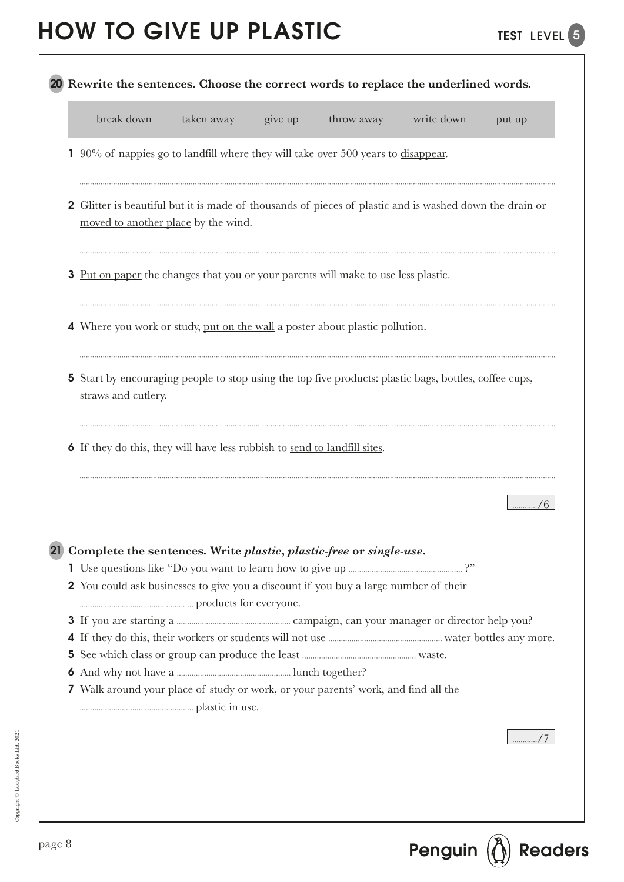# HOW TO GIVE UP PLASTIC

TEST LEVEL 5

**20 Rewrite the sentences. Choose the correct words to replace the underlined words.**

| break down | taken away | give up | throw away | write down | put up |
|---|---|---|---|---|---|

1 90% of nappies go to landfill where they will take over 500 years to <u>disappear</u>.

..........................................................................................

2 Glitter is beautiful but it is made of thousands of pieces of plastic and is washed down the drain or <u>moved to another place</u> by the wind.

..........................................................................................

3 <u>Put on paper</u> the changes that you or your parents will make to use less plastic.

..........................................................................................

4 Where you work or study, <u>put on the wall</u> a poster about plastic pollution.

..........................................................................................

5 Start by encouraging people to <u>stop using</u> the top five products: plastic bags, bottles, coffee cups, straws and cutlery.

..........................................................................................

6 If they do this, they will have less rubbish to <u>send to landfill sites</u>.

..........................................................................................

............/6

**21 Complete the sentences. Write *plastic*, *plastic-free* or *single-use*.**

1 Use questions like "Do you want to learn how to give up .................................. ?"
2 You could ask businesses to give you a discount if you buy a large number of their .................................. products for everyone.
3 If you are starting a .................................. campaign, can your manager or director help you?
4 If they do this, their workers or students will not use .................................. water bottles any more.
5 See which class or group can produce the least .................................. waste.
6 And why not have a .................................. lunch together?
7 Walk around your place of study or work, or your parents' work, and find all the .................................. plastic in use.

............/7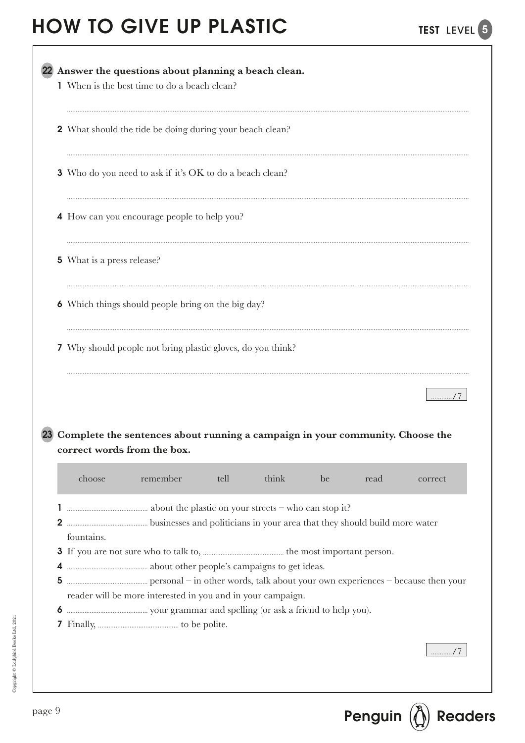# HOW TO GIVE UP PLASTIC

**22 Answer the questions about planning a beach clean.**

1 When is the best time to do a beach clean?

..................................................................................................................................................................

2 What should the tide be doing during your beach clean?

..................................................................................................................................................................

3 Who do you need to ask if it's OK to do a beach clean?

..................................................................................................................................................................

4 How can you encourage people to help you?

..................................................................................................................................................................

5 What is a press release?

..................................................................................................................................................................

6 Which things should people bring on the big day?

..................................................................................................................................................................

7 Why should people not bring plastic gloves, do you think?

..................................................................................................................................................................

............/7

**23 Complete the sentences about running a campaign in your community. Choose the correct words from the box.**

| choose | remember | tell | think | be | read | correct |
|---|---|---|---|---|---|---|

1 .............................................. about the plastic on your streets – who can stop it?
2 .............................................. businesses and politicians in your area that they should build more water fountains.
3 If you are not sure who to talk to, .............................................. the most important person.
4 .............................................. about other people's campaigns to get ideas.
5 .............................................. personal – in other words, talk about your own experiences – because then your reader will be more interested in you and in your campaign.
6 .............................................. your grammar and spelling (or ask a friend to help you).
7 Finally, .............................................. to be polite.

............/7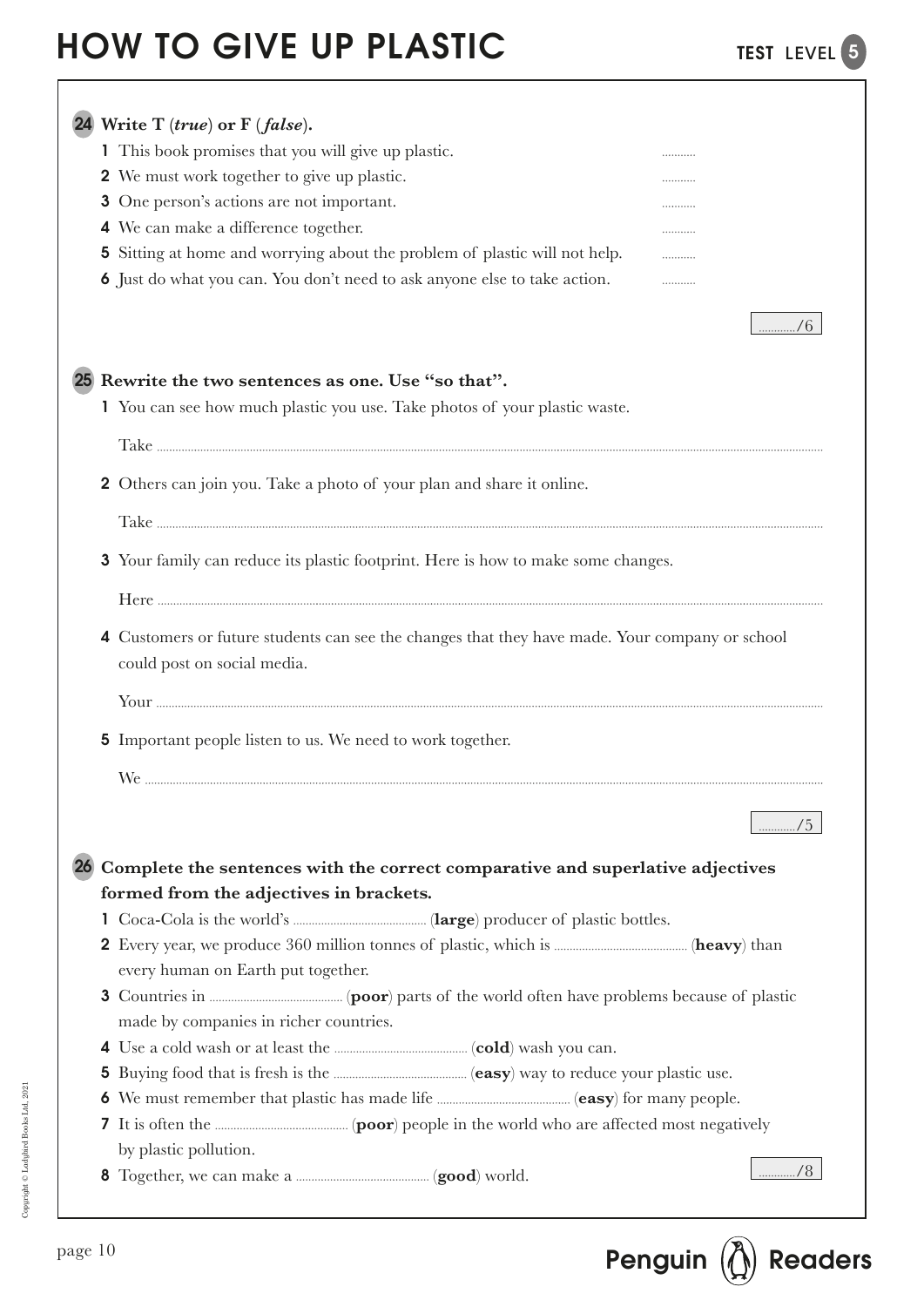# HOW TO GIVE UP PLASTIC

TEST LEVEL 5

**24 Write T (*true*) or F (*false*).**

1. This book promises that you will give up plastic. ..........
2. We must work together to give up plastic. ..........
3. One person's actions are not important. ..........
4. We can make a difference together. ..........
5. Sitting at home and worrying about the problem of plastic will not help. ..........
6. Just do what you can. You don't need to ask anyone else to take action. ..........

........../6

**25 Rewrite the two sentences as one. Use "so that".**

1. You can see how much plastic you use. Take photos of your plastic waste.

   Take ..........

2. Others can join you. Take a photo of your plan and share it online.

   Take ..........

3. Your family can reduce its plastic footprint. Here is how to make some changes.

   Here ..........

4. Customers or future students can see the changes that they have made. Your company or school could post on social media.

   Your ..........

5. Important people listen to us. We need to work together.

   We ..........

........../5

**26 Complete the sentences with the correct comparative and superlative adjectives formed from the adjectives in brackets.**

1. Coca-Cola is the world's .......... (**large**) producer of plastic bottles.
2. Every year, we produce 360 million tonnes of plastic, which is .......... (**heavy**) than every human on Earth put together.
3. Countries in .......... (**poor**) parts of the world often have problems because of plastic made by companies in richer countries.
4. Use a cold wash or at least the .......... (**cold**) wash you can.
5. Buying food that is fresh is the .......... (**easy**) way to reduce your plastic use.
6. We must remember that plastic has made life .......... (**easy**) for many people.
7. It is often the .......... (**poor**) people in the world who are affected most negatively by plastic pollution.
8. Together, we can make a .......... (**good**) world.

........../8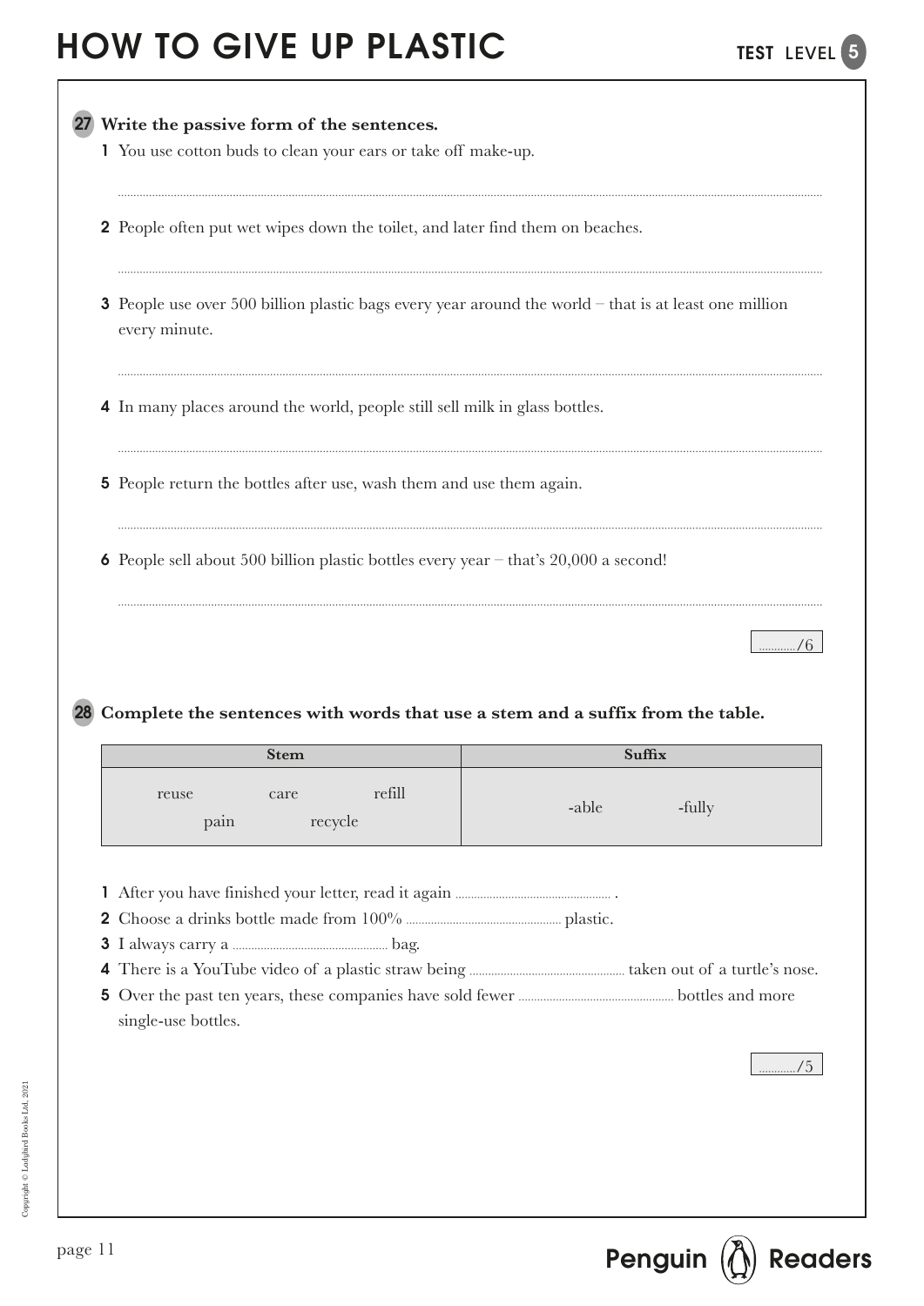# HOW TO GIVE UP PLASTIC

TEST LEVEL 5

**27 Write the passive form of the sentences.**

1 You use cotton buds to clean your ears or take off make-up.

..................................................................................................................................

2 People often put wet wipes down the toilet, and later find them on beaches.

..................................................................................................................................

3 People use over 500 billion plastic bags every year around the world – that is at least one million every minute.

..................................................................................................................................

4 In many places around the world, people still sell milk in glass bottles.

..................................................................................................................................

5 People return the bottles after use, wash them and use them again.

..................................................................................................................................

6 People sell about 500 billion plastic bottles every year – that's 20,000 a second!

..................................................................................................................................

............/6

**28 Complete the sentences with words that use a stem and a suffix from the table.**

| Stem | Suffix |
| --- | --- |
| reuse care refill pain recycle | -able -fully |

1 After you have finished your letter, read it again ................................................ .

2 Choose a drinks bottle made from 100% ................................................ plastic.

3 I always carry a ................................................ bag.

4 There is a YouTube video of a plastic straw being ................................................ taken out of a turtle's nose.

5 Over the past ten years, these companies have sold fewer ................................................ bottles and more single-use bottles.

............/5

Copyright © Ladybird Books Ltd, 2021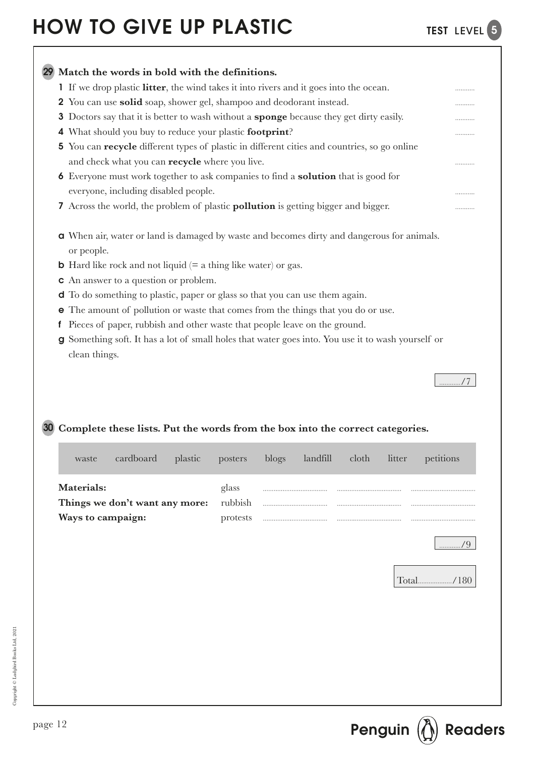**29 Match the words in bold with the definitions.**

1 If we drop plastic **litter**, the wind takes it into rivers and it goes into the ocean. ...........
2 You can use **solid** soap, shower gel, shampoo and deodorant instead. ...........
3 Doctors say that it is better to wash without a **sponge** because they get dirty easily. ...........
4 What should you buy to reduce your plastic **footprint**? ...........
5 You can **recycle** different types of plastic in different cities and countries, so go online and check what you can **recycle** where you live. ...........
6 Everyone must work together to ask companies to find a **solution** that is good for everyone, including disabled people. ...........
7 Across the world, the problem of plastic **pollution** is getting bigger and bigger. ...........

a When air, water or land is damaged by waste and becomes dirty and dangerous for animals. or people.
b Hard like rock and not liquid (= a thing like water) or gas.
c An answer to a question or problem.
d To do something to plastic, paper or glass so that you can use them again.
e The amount of pollution or waste that comes from the things that you do or use.
f Pieces of paper, rubbish and other waste that people leave on the ground.
g Something soft. It has a lot of small holes that water goes into. You use it to wash yourself or clean things.

.........../7

**30 Complete these lists. Put the words from the box into the correct categories.**

waste cardboard plastic posters blogs landfill cloth litter petitions

| | | | | |
|---|---|---|---|---|
| **Materials:** | glass | ................ | ................ | ................ |
| **Things we don't want any more:** | rubbish | ................ | ................ | ................ |
| **Ways to campaign:** | protests | ................ | ................ | ................ |

.........../9

Total................./180